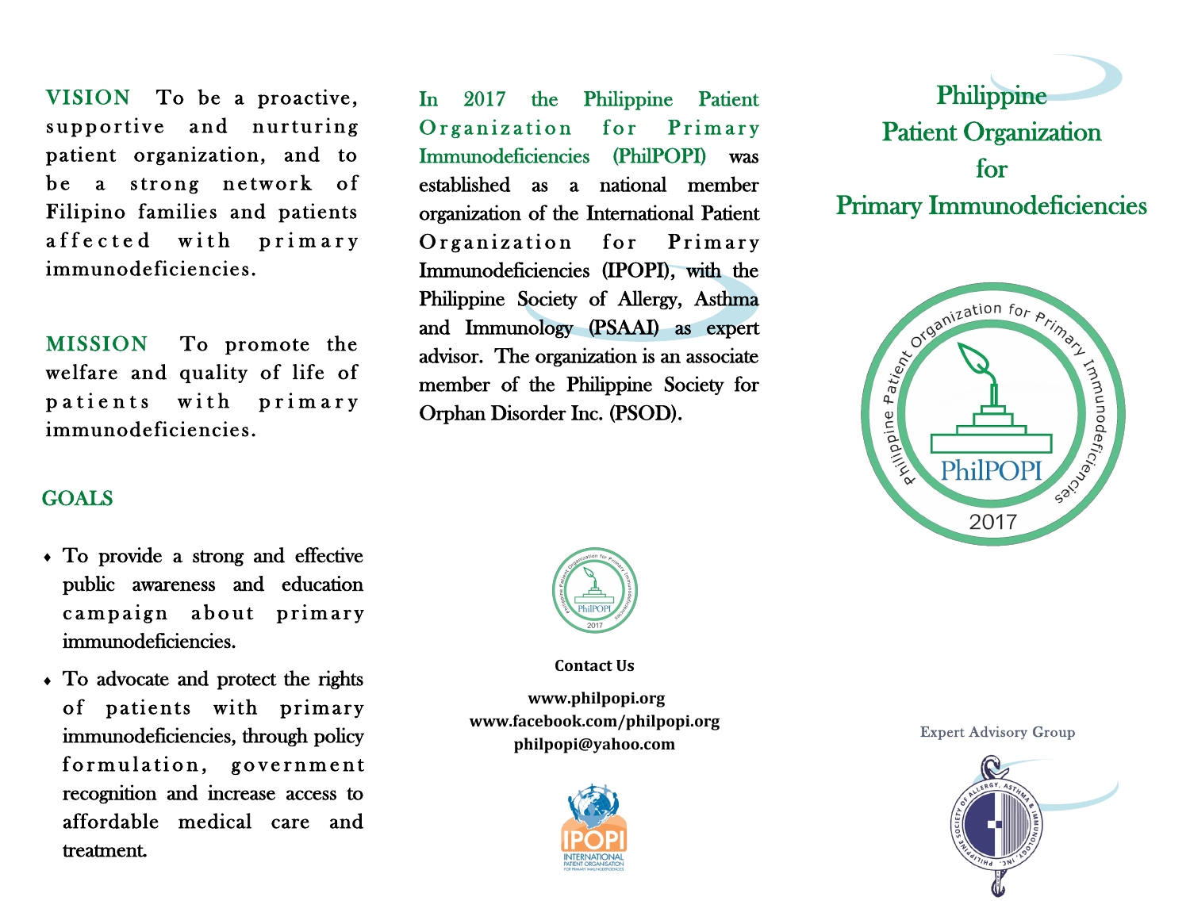**VISION** To be a proactive, supportive and nurturing patient organization, and to be a strong network of Filipino families and patients affected with primary immunodeficiencies.

**MISSION** To promote the welfare and quality of life of patients with primary immunodeficiencies.

## GOALS

- To provide a strong and effective public awareness and education campaign about primary immunodeficiencies.
- To advocate and protect the rights of patients with primary immunodeficiencies, through policy formulation, government recognition and increase access to affordable medical care and treatment.

In 2017 the Philippine Patient Organization for Primary Immunodeficiencies (PhilPOPI) was established as a national member organization of the International Patient Organization for Primary Immunodeficiencies (IPOPI), with the Philippine Society of Allergy, Asthma and Immunology (PSAAI) as expert advisor. The organization is an associate member of the Philippine Society for Orphan Disorder Inc. (PSOD).

**Contact Us**

**www.philpopi.org**
**www.facebook.com/philpopi.org**
**philpopi@yahoo.com**

# Philippine Patient Organization for Primary Immunodeficiencies

Philippine Patient Organization for Primary Immunodeficiencies
PhilPOPI
2017

Expert Advisory Group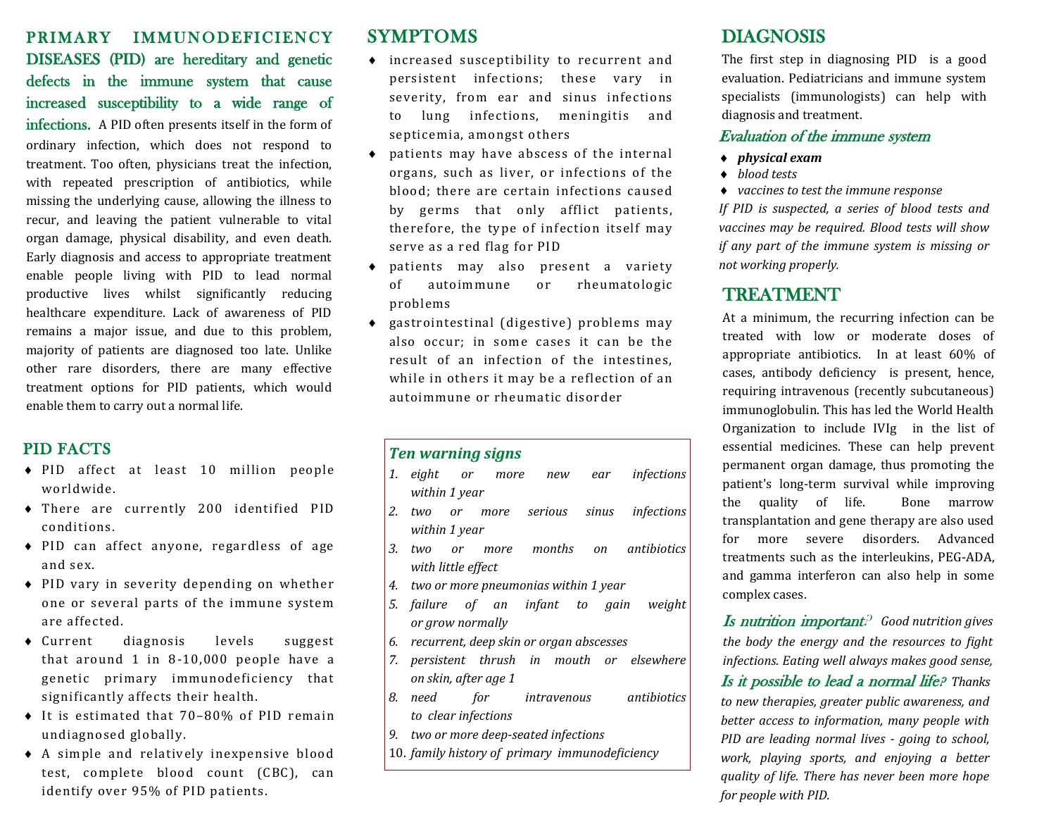**PRIMARY IMMUNODEFICIENCY DISEASES (PID) are hereditary and genetic defects in the immune system that cause increased susceptibility to a wide range of infections.** A PID often presents itself in the form of ordinary infection, which does not respond to treatment. Too often, physicians treat the infection, with repeated prescription of antibiotics, while missing the underlying cause, allowing the illness to recur, and leaving the patient vulnerable to vital organ damage, physical disability, and even death. Early diagnosis and access to appropriate treatment enable people living with PID to lead normal productive lives whilst significantly reducing healthcare expenditure. Lack of awareness of PID remains a major issue, and due to this problem, majority of patients are diagnosed too late. Unlike other rare disorders, there are many effective treatment options for PID patients, which would enable them to carry out a normal life.

## PID FACTS

- PID affect at least 10 million people worldwide.
- There are currently 200 identified PID conditions.
- PID can affect anyone, regardless of age and sex.
- PID vary in severity depending on whether one or several parts of the immune system are affected.
- Current diagnosis levels suggest that around 1 in 8-10,000 people have a genetic primary immunodeficiency that significantly affects their health.
- It is estimated that 70–80% of PID remain undiagnosed globally.
- A simple and relatively inexpensive blood test, complete blood count (CBC), can identify over 95% of PID patients.

## SYMPTOMS

- increased susceptibility to recurrent and persistent infections; these vary in severity, from ear and sinus infections to lung infections, meningitis and septicemia, amongst others
- patients may have abscess of the internal organs, such as liver, or infections of the blood; there are certain infections caused by germs that only afflict patients, therefore, the type of infection itself may serve as a red flag for PID
- patients may also present a variety of autoimmune or rheumatologic problems
- gastrointestinal (digestive) problems may also occur; in some cases it can be the result of an infection of the intestines, while in others it may be a reflection of an autoimmune or rheumatic disorder

### *Ten warning signs*

1. *eight or more new ear infections within 1 year*
2. *two or more serious sinus infections within 1 year*
3. *two or more months on antibiotics with little effect*
4. *two or more pneumonias within 1 year*
5. *failure of an infant to gain weight or grow normally*
6. *recurrent, deep skin or organ abscesses*
7. *persistent thrush in mouth or elsewhere on skin, after age 1*
8. *need for intravenous antibiotics to clear infections*
9. *two or more deep-seated infections*
10. *family history of primary immunodeficiency*

## DIAGNOSIS

The first step in diagnosing PID is a good evaluation. Pediatricians and immune system specialists (immunologists) can help with diagnosis and treatment.

### *Evaluation of the immune system*

- ***physical exam***
- *blood tests*
- *vaccines to test the immune response*

*If PID is suspected, a series of blood tests and vaccines may be required. Blood tests will show if any part of the immune system is missing or not working properly.*

## TREATMENT

At a minimum, the recurring infection can be treated with low or moderate doses of appropriate antibiotics. In at least 60% of cases, antibody deficiency is present, hence, requiring intravenous (recently subcutaneous) immunoglobulin. This has led the World Health Organization to include IVIg in the list of essential medicines. These can help prevent permanent organ damage, thus promoting the patient's long-term survival while improving the quality of life. Bone marrow transplantation and gene therapy are also used for more severe disorders. Advanced treatments such as the interleukins, PEG-ADA, and gamma interferon can also help in some complex cases.

***Is nutrition important?*** *Good nutrition gives the body the energy and the resources to fight infections. Eating well always makes good sense,*

***Is it possible to lead a normal life?*** *Thanks to new therapies, greater public awareness, and better access to information, many people with PID are leading normal lives - going to school, work, playing sports, and enjoying a better quality of life. There has never been more hope for people with PID.*